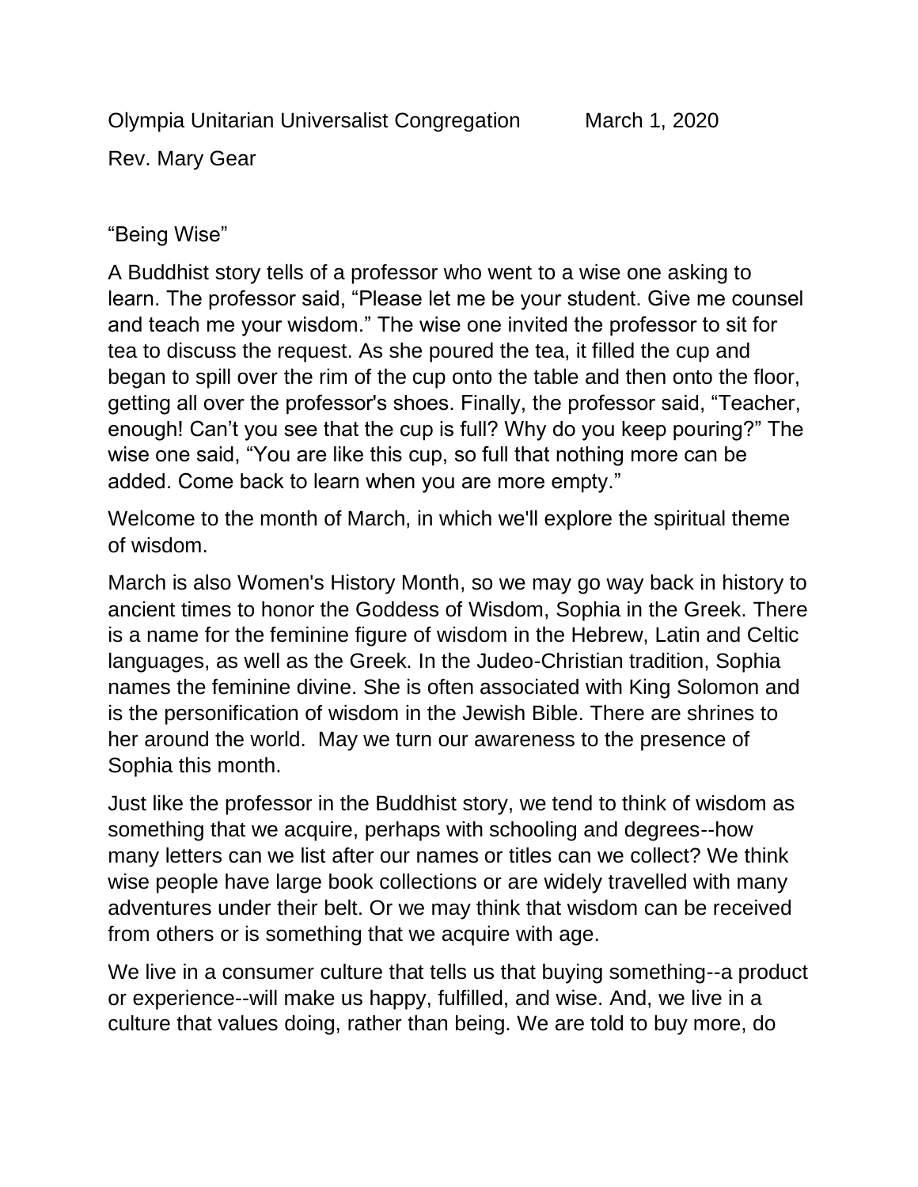Olympia Unitarian Universalist Congregation March 1, 2020

Rev. Mary Gear

"Being Wise"

A Buddhist story tells of a professor who went to a wise one asking to learn. The professor said, "Please let me be your student. Give me counsel and teach me your wisdom." The wise one invited the professor to sit for tea to discuss the request. As she poured the tea, it filled the cup and began to spill over the rim of the cup onto the table and then onto the floor, getting all over the professor's shoes. Finally, the professor said, "Teacher, enough! Can't you see that the cup is full? Why do you keep pouring?" The wise one said, "You are like this cup, so full that nothing more can be added. Come back to learn when you are more empty."

Welcome to the month of March, in which we'll explore the spiritual theme of wisdom.

March is also Women's History Month, so we may go way back in history to ancient times to honor the Goddess of Wisdom, Sophia in the Greek. There is a name for the feminine figure of wisdom in the Hebrew, Latin and Celtic languages, as well as the Greek. In the Judeo-Christian tradition, Sophia names the feminine divine. She is often associated with King Solomon and is the personification of wisdom in the Jewish Bible. There are shrines to her around the world. May we turn our awareness to the presence of Sophia this month.

Just like the professor in the Buddhist story, we tend to think of wisdom as something that we acquire, perhaps with schooling and degrees--how many letters can we list after our names or titles can we collect? We think wise people have large book collections or are widely travelled with many adventures under their belt. Or we may think that wisdom can be received from others or is something that we acquire with age.

We live in a consumer culture that tells us that buying something--a product or experience--will make us happy, fulfilled, and wise. And, we live in a culture that values doing, rather than being. We are told to buy more, do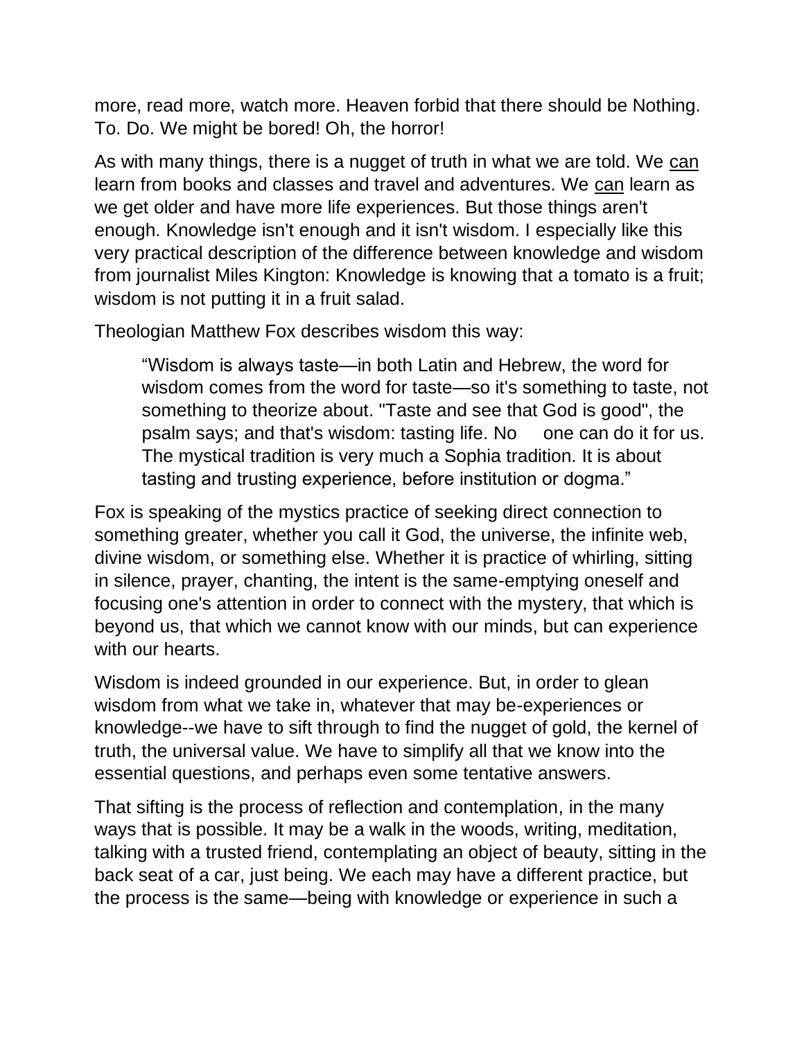more, read more, watch more. Heaven forbid that there should be Nothing. To. Do. We might be bored! Oh, the horror!

As with many things, there is a nugget of truth in what we are told. We <u>can</u> learn from books and classes and travel and adventures. We <u>can</u> learn as we get older and have more life experiences. But those things aren't enough. Knowledge isn't enough and it isn't wisdom. I especially like this very practical description of the difference between knowledge and wisdom from journalist Miles Kington: Knowledge is knowing that a tomato is a fruit; wisdom is not putting it in a fruit salad.

Theologian Matthew Fox describes wisdom this way:

> "Wisdom is always taste—in both Latin and Hebrew, the word for wisdom comes from the word for taste—so it's something to taste, not something to theorize about. "Taste and see that God is good", the psalm says; and that's wisdom: tasting life. No one can do it for us. The mystical tradition is very much a Sophia tradition. It is about tasting and trusting experience, before institution or dogma."

Fox is speaking of the mystics practice of seeking direct connection to something greater, whether you call it God, the universe, the infinite web, divine wisdom, or something else. Whether it is practice of whirling, sitting in silence, prayer, chanting, the intent is the same-emptying oneself and focusing one's attention in order to connect with the mystery, that which is beyond us, that which we cannot know with our minds, but can experience with our hearts.

Wisdom is indeed grounded in our experience. But, in order to glean wisdom from what we take in, whatever that may be-experiences or knowledge--we have to sift through to find the nugget of gold, the kernel of truth, the universal value. We have to simplify all that we know into the essential questions, and perhaps even some tentative answers.

That sifting is the process of reflection and contemplation, in the many ways that is possible. It may be a walk in the woods, writing, meditation, talking with a trusted friend, contemplating an object of beauty, sitting in the back seat of a car, just being. We each may have a different practice, but the process is the same—being with knowledge or experience in such a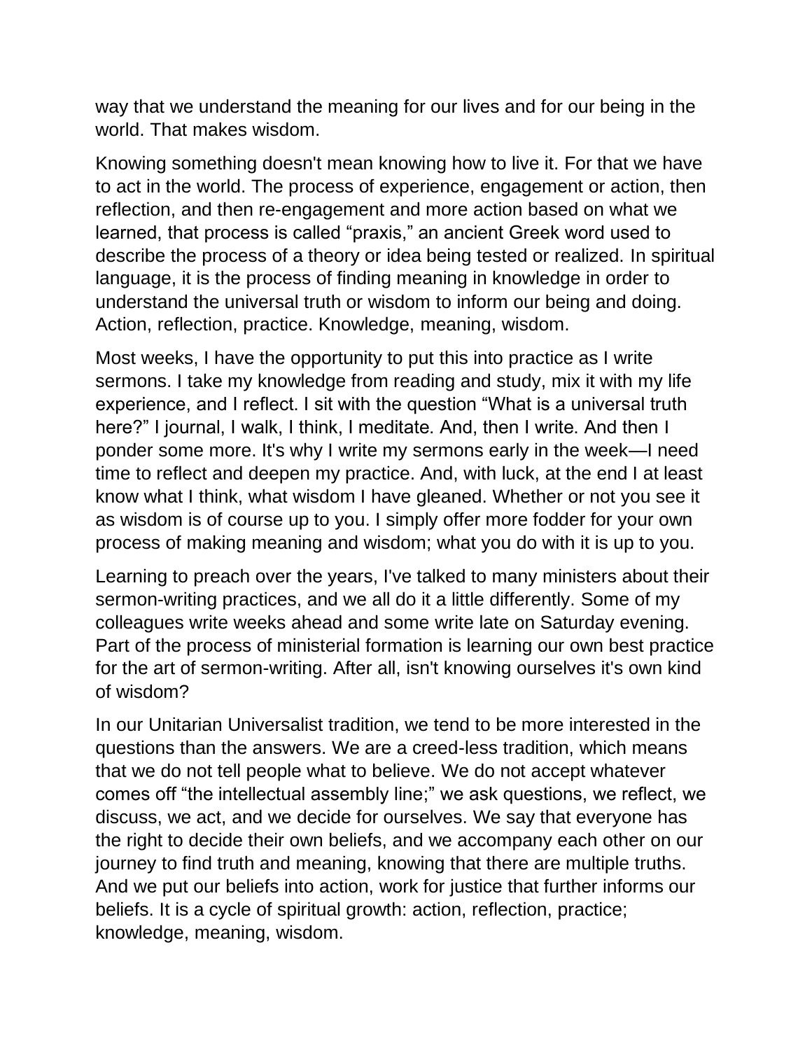way that we understand the meaning for our lives and for our being in the world. That makes wisdom.

Knowing something doesn't mean knowing how to live it. For that we have to act in the world. The process of experience, engagement or action, then reflection, and then re-engagement and more action based on what we learned, that process is called "praxis," an ancient Greek word used to describe the process of a theory or idea being tested or realized. In spiritual language, it is the process of finding meaning in knowledge in order to understand the universal truth or wisdom to inform our being and doing. Action, reflection, practice. Knowledge, meaning, wisdom.

Most weeks, I have the opportunity to put this into practice as I write sermons. I take my knowledge from reading and study, mix it with my life experience, and I reflect. I sit with the question "What is a universal truth here?" I journal, I walk, I think, I meditate. And, then I write. And then I ponder some more. It's why I write my sermons early in the week—I need time to reflect and deepen my practice. And, with luck, at the end I at least know what I think, what wisdom I have gleaned. Whether or not you see it as wisdom is of course up to you. I simply offer more fodder for your own process of making meaning and wisdom; what you do with it is up to you.

Learning to preach over the years, I've talked to many ministers about their sermon-writing practices, and we all do it a little differently. Some of my colleagues write weeks ahead and some write late on Saturday evening. Part of the process of ministerial formation is learning our own best practice for the art of sermon-writing. After all, isn't knowing ourselves it's own kind of wisdom?

In our Unitarian Universalist tradition, we tend to be more interested in the questions than the answers. We are a creed-less tradition, which means that we do not tell people what to believe. We do not accept whatever comes off "the intellectual assembly line;" we ask questions, we reflect, we discuss, we act, and we decide for ourselves. We say that everyone has the right to decide their own beliefs, and we accompany each other on our journey to find truth and meaning, knowing that there are multiple truths. And we put our beliefs into action, work for justice that further informs our beliefs. It is a cycle of spiritual growth: action, reflection, practice; knowledge, meaning, wisdom.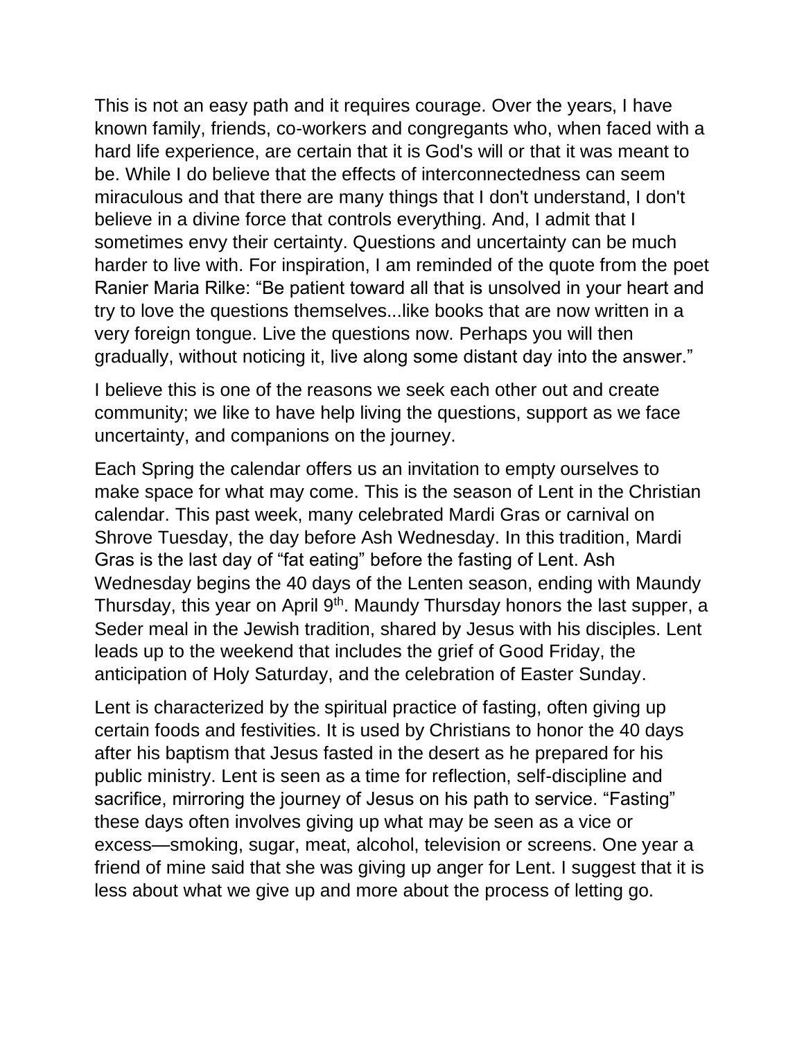This is not an easy path and it requires courage. Over the years, I have known family, friends, co-workers and congregants who, when faced with a hard life experience, are certain that it is God's will or that it was meant to be. While I do believe that the effects of interconnectedness can seem miraculous and that there are many things that I don't understand, I don't believe in a divine force that controls everything. And, I admit that I sometimes envy their certainty. Questions and uncertainty can be much harder to live with. For inspiration, I am reminded of the quote from the poet Ranier Maria Rilke: "Be patient toward all that is unsolved in your heart and try to love the questions themselves...like books that are now written in a very foreign tongue. Live the questions now. Perhaps you will then gradually, without noticing it, live along some distant day into the answer."

I believe this is one of the reasons we seek each other out and create community; we like to have help living the questions, support as we face uncertainty, and companions on the journey.

Each Spring the calendar offers us an invitation to empty ourselves to make space for what may come. This is the season of Lent in the Christian calendar. This past week, many celebrated Mardi Gras or carnival on Shrove Tuesday, the day before Ash Wednesday. In this tradition, Mardi Gras is the last day of "fat eating" before the fasting of Lent. Ash Wednesday begins the 40 days of the Lenten season, ending with Maundy Thursday, this year on April 9th. Maundy Thursday honors the last supper, a Seder meal in the Jewish tradition, shared by Jesus with his disciples. Lent leads up to the weekend that includes the grief of Good Friday, the anticipation of Holy Saturday, and the celebration of Easter Sunday.

Lent is characterized by the spiritual practice of fasting, often giving up certain foods and festivities. It is used by Christians to honor the 40 days after his baptism that Jesus fasted in the desert as he prepared for his public ministry. Lent is seen as a time for reflection, self-discipline and sacrifice, mirroring the journey of Jesus on his path to service. "Fasting" these days often involves giving up what may be seen as a vice or excess—smoking, sugar, meat, alcohol, television or screens. One year a friend of mine said that she was giving up anger for Lent. I suggest that it is less about what we give up and more about the process of letting go.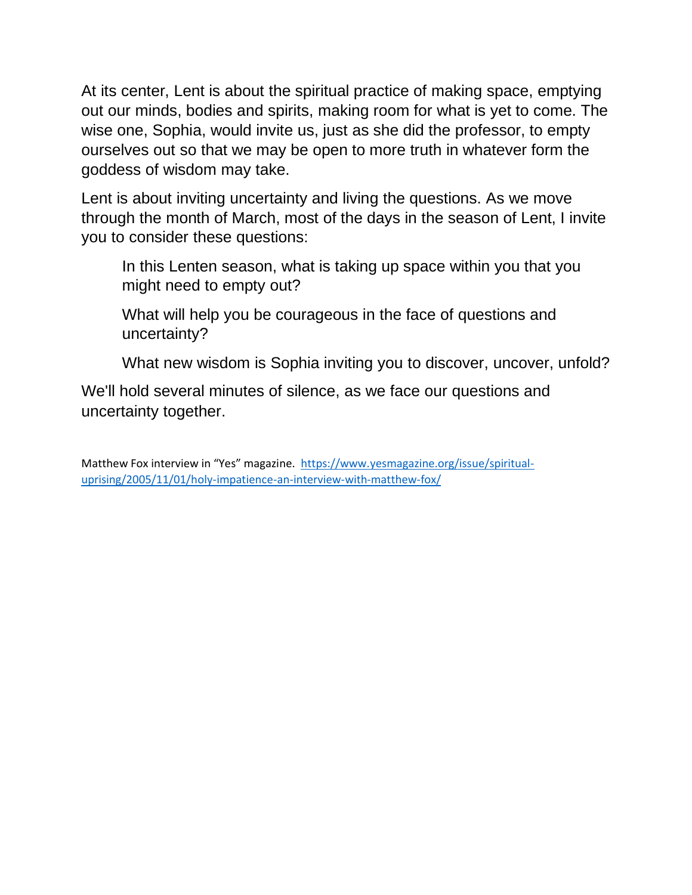At its center, Lent is about the spiritual practice of making space, emptying out our minds, bodies and spirits, making room for what is yet to come. The wise one, Sophia, would invite us, just as she did the professor, to empty ourselves out so that we may be open to more truth in whatever form the goddess of wisdom may take.

Lent is about inviting uncertainty and living the questions. As we move through the month of March, most of the days in the season of Lent, I invite you to consider these questions:

> In this Lenten season, what is taking up space within you that you might need to empty out?
>
> What will help you be courageous in the face of questions and uncertainty?
>
> What new wisdom is Sophia inviting you to discover, uncover, unfold?

We'll hold several minutes of silence, as we face our questions and uncertainty together.

Matthew Fox interview in "Yes" magazine. [https://www.yesmagazine.org/issue/spiritual-uprising/2005/11/01/holy-impatience-an-interview-with-matthew-fox/](https://www.yesmagazine.org/issue/spiritual-uprising/2005/11/01/holy-impatience-an-interview-with-matthew-fox/)